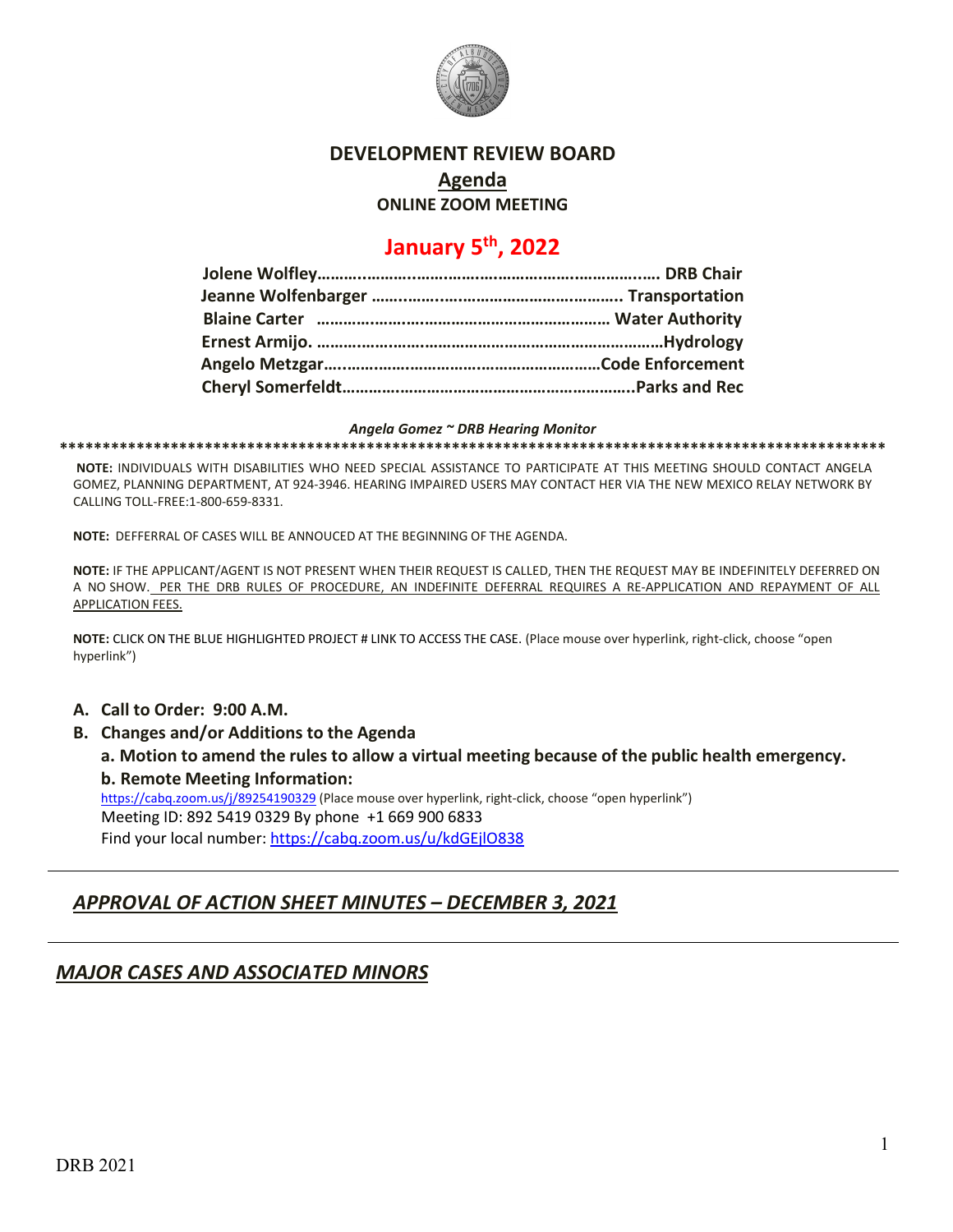# DEVELOPMENT REVIEW BOARD

## Agenda

### ONLINE ZOOM MEETING

## January 5th, 2022

Jolene Wolfley…………………………………………………………… DRB Chair
Jeanne Wolfenbarger ………………………………………………….. Transportation
Blaine Carter ………………………………………………………… Water Authority
Ernest Armijo. ……………………………………………………………Hydrology
Angelo Metzgar………………………………………………………Code Enforcement
Cheryl Somerfeldt……………………………………………………..Parks and Rec

*Angela Gomez ~ DRB Hearing Monitor*

**************************************************************************************************

**NOTE:** INDIVIDUALS WITH DISABILITIES WHO NEED SPECIAL ASSISTANCE TO PARTICIPATE AT THIS MEETING SHOULD CONTACT ANGELA GOMEZ, PLANNING DEPARTMENT, AT 924-3946. HEARING IMPAIRED USERS MAY CONTACT HER VIA THE NEW MEXICO RELAY NETWORK BY CALLING TOLL-FREE:1-800-659-8331.

**NOTE:** DEFFERRAL OF CASES WILL BE ANNOUCED AT THE BEGINNING OF THE AGENDA.

**NOTE:** IF THE APPLICANT/AGENT IS NOT PRESENT WHEN THEIR REQUEST IS CALLED, THEN THE REQUEST MAY BE INDEFINITELY DEFERRED ON A NO SHOW. PER THE DRB RULES OF PROCEDURE, AN INDEFINITE DEFERRAL REQUIRES A RE-APPLICATION AND REPAYMENT OF ALL APPLICATION FEES.

**NOTE:** CLICK ON THE BLUE HIGHLIGHTED PROJECT # LINK TO ACCESS THE CASE. (Place mouse over hyperlink, right-click, choose "open hyperlink")

- **A. Call to Order: 9:00 A.M.**
- **B. Changes and/or Additions to the Agenda**
  - **a. Motion to amend the rules to allow a virtual meeting because of the public health emergency.**
  - **b. Remote Meeting Information:**

    https://cabq.zoom.us/j/89254190329 (Place mouse over hyperlink, right-click, choose "open hyperlink")
    Meeting ID: 892 5419 0329 By phone +1 669 900 6833
    Find your local number: https://cabq.zoom.us/u/kdGEjlO838

---

## *APPROVAL OF ACTION SHEET MINUTES – DECEMBER 3, 2021*

---

## *MAJOR CASES AND ASSOCIATED MINORS*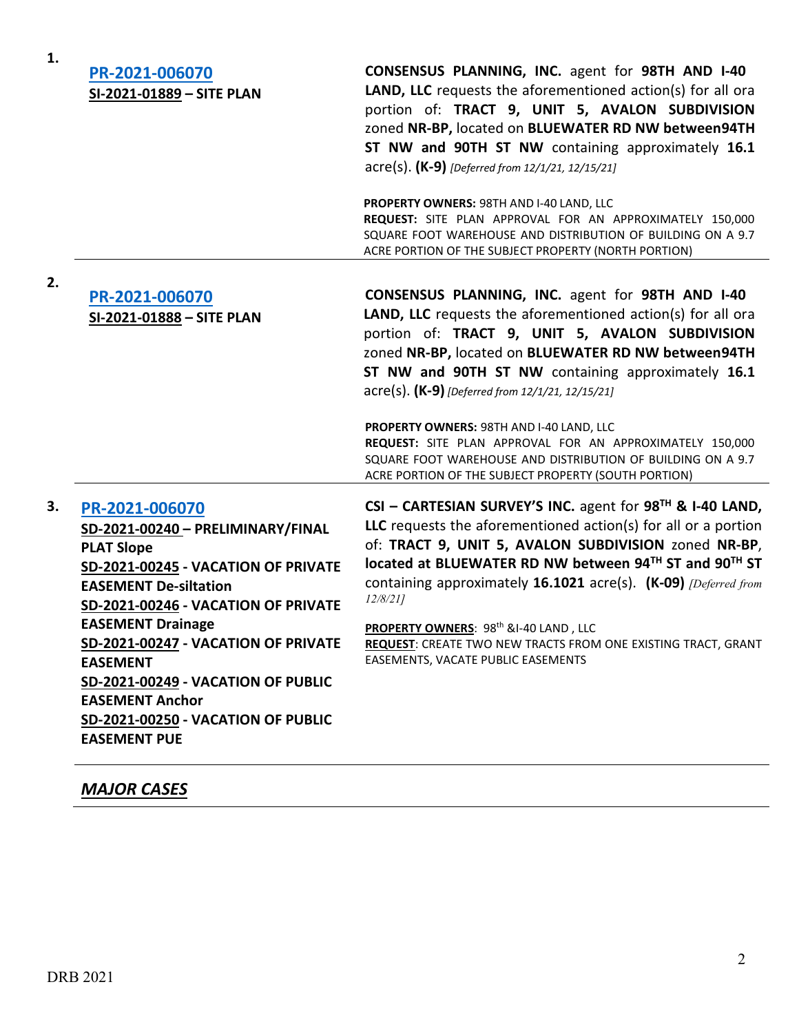1.

**PR-2021-006070**
**SI-2021-01889 – SITE PLAN**

**CONSENSUS PLANNING, INC.** agent for **98TH AND I-40 LAND, LLC** requests the aforementioned action(s) for all ora portion of: **TRACT 9, UNIT 5, AVALON SUBDIVISION** zoned **NR-BP,** located on **BLUEWATER RD NW between94TH ST NW and 90TH ST NW** containing approximately **16.1** acre(s). **(K-9)** *[Deferred from 12/1/21, 12/15/21]*

**PROPERTY OWNERS:** 98TH AND I-40 LAND, LLC
**REQUEST:** SITE PLAN APPROVAL FOR AN APPROXIMATELY 150,000 SQUARE FOOT WAREHOUSE AND DISTRIBUTION OF BUILDING ON A 9.7 ACRE PORTION OF THE SUBJECT PROPERTY (NORTH PORTION)

---

2.

**PR-2021-006070**
**SI-2021-01888 – SITE PLAN**

**CONSENSUS PLANNING, INC.** agent for **98TH AND I-40 LAND, LLC** requests the aforementioned action(s) for all ora portion of: **TRACT 9, UNIT 5, AVALON SUBDIVISION** zoned **NR-BP,** located on **BLUEWATER RD NW between94TH ST NW and 90TH ST NW** containing approximately **16.1** acre(s). **(K-9)** *[Deferred from 12/1/21, 12/15/21]*

**PROPERTY OWNERS:** 98TH AND I-40 LAND, LLC
**REQUEST:** SITE PLAN APPROVAL FOR AN APPROXIMATELY 150,000 SQUARE FOOT WAREHOUSE AND DISTRIBUTION OF BUILDING ON A 9.7 ACRE PORTION OF THE SUBJECT PROPERTY (SOUTH PORTION)

---

3.

**PR-2021-006070**
**SD-2021-00240 – PRELIMINARY/FINAL PLAT Slope**
**SD-2021-00245 - VACATION OF PRIVATE EASEMENT De-siltation**
**SD-2021-00246 - VACATION OF PRIVATE EASEMENT Drainage**
**SD-2021-00247 - VACATION OF PRIVATE EASEMENT**
**SD-2021-00249 - VACATION OF PUBLIC EASEMENT Anchor**
**SD-2021-00250 - VACATION OF PUBLIC EASEMENT PUE**

**CSI – CARTESIAN SURVEY'S INC.** agent for **98TH & I-40 LAND, LLC** requests the aforementioned action(s) for all or a portion of: **TRACT 9, UNIT 5, AVALON SUBDIVISION** zoned **NR-BP**, **located at BLUEWATER RD NW between 94TH ST and 90TH ST** containing approximately **16.1021** acre(s). **(K-09)** *[Deferred from 12/8/21]*

**PROPERTY OWNERS**: 98th &I-40 LAND , LLC
**REQUEST**: CREATE TWO NEW TRACTS FROM ONE EXISTING TRACT, GRANT EASEMENTS, VACATE PUBLIC EASEMENTS

---

***MAJOR CASES***

---

DRB 2021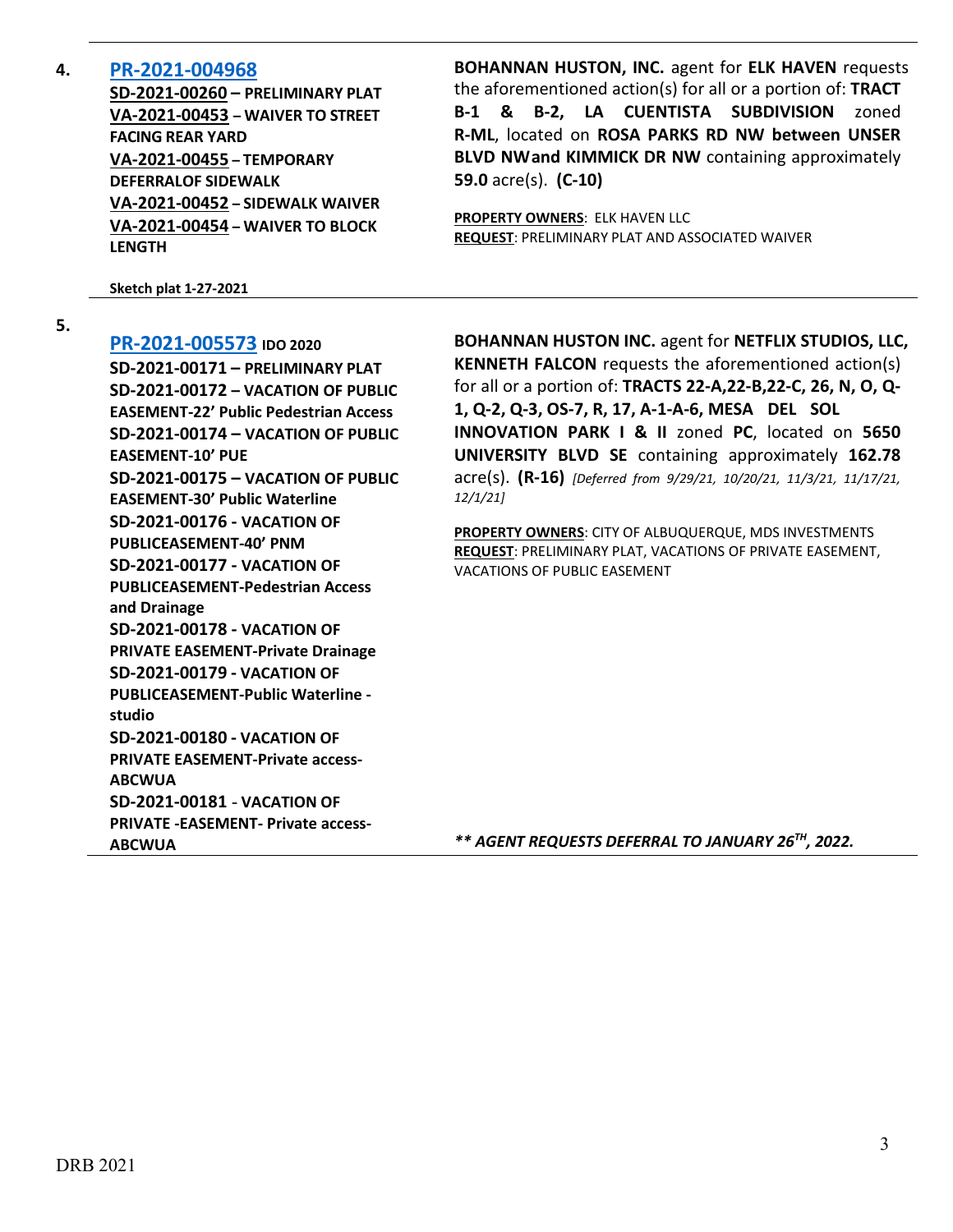**4.** **PR-2021-004968**

**SD-2021-00260 – PRELIMINARY PLAT**
**VA-2021-00453 – WAIVER TO STREET FACING REAR YARD**
**VA-2021-00455 – TEMPORARY DEFERRALOF SIDEWALK**
**VA-2021-00452 – SIDEWALK WAIVER**
**VA-2021-00454 – WAIVER TO BLOCK LENGTH**

**Sketch plat 1-27-2021**

**BOHANNAN HUSTON, INC.** agent for **ELK HAVEN** requests the aforementioned action(s) for all or a portion of: **TRACT B-1 & B-2, LA CUENTISTA SUBDIVISION** zoned **R-ML**, located on **ROSA PARKS RD NW between UNSER BLVD NWand KIMMICK DR NW** containing approximately **59.0** acre(s). **(C-10)**

**PROPERTY OWNERS**: ELK HAVEN LLC
**REQUEST**: PRELIMINARY PLAT AND ASSOCIATED WAIVER

---

**5.** **PR-2021-005573** **IDO 2020**

**SD-2021-00171 – PRELIMINARY PLAT**
**SD-2021-00172 – VACATION OF PUBLIC EASEMENT-22' Public Pedestrian Access**
**SD-2021-00174 – VACATION OF PUBLIC EASEMENT-10' PUE**
**SD-2021-00175 – VACATION OF PUBLIC EASEMENT-30' Public Waterline**
**SD-2021-00176 - VACATION OF PUBLICEASEMENT-40' PNM**
**SD-2021-00177 - VACATION OF PUBLICEASEMENT-Pedestrian Access and Drainage**
**SD-2021-00178 - VACATION OF PRIVATE EASEMENT-Private Drainage**
**SD-2021-00179 - VACATION OF PUBLICEASEMENT-Public Waterline - studio**
**SD-2021-00180 - VACATION OF PRIVATE EASEMENT-Private access-ABCWUA**
**SD-2021-00181 - VACATION OF PRIVATE -EASEMENT- Private access-ABCWUA**

**BOHANNAN HUSTON INC.** agent for **NETFLIX STUDIOS, LLC, KENNETH FALCON** requests the aforementioned action(s) for all or a portion of: **TRACTS 22-A,22-B,22-C, 26, N, O, Q-1, Q-2, Q-3, OS-7, R, 17, A-1-A-6, MESA DEL SOL INNOVATION PARK I & II** zoned **PC**, located on **5650 UNIVERSITY BLVD SE** containing approximately **162.78** acre(s). **(R-16)** *[Deferred from 9/29/21, 10/20/21, 11/3/21, 11/17/21, 12/1/21]*

**PROPERTY OWNERS**: CITY OF ALBUQUERQUE, MDS INVESTMENTS
**REQUEST**: PRELIMINARY PLAT, VACATIONS OF PRIVATE EASEMENT, VACATIONS OF PUBLIC EASEMENT

***\*\* AGENT REQUESTS DEFERRAL TO JANUARY 26TH, 2022.***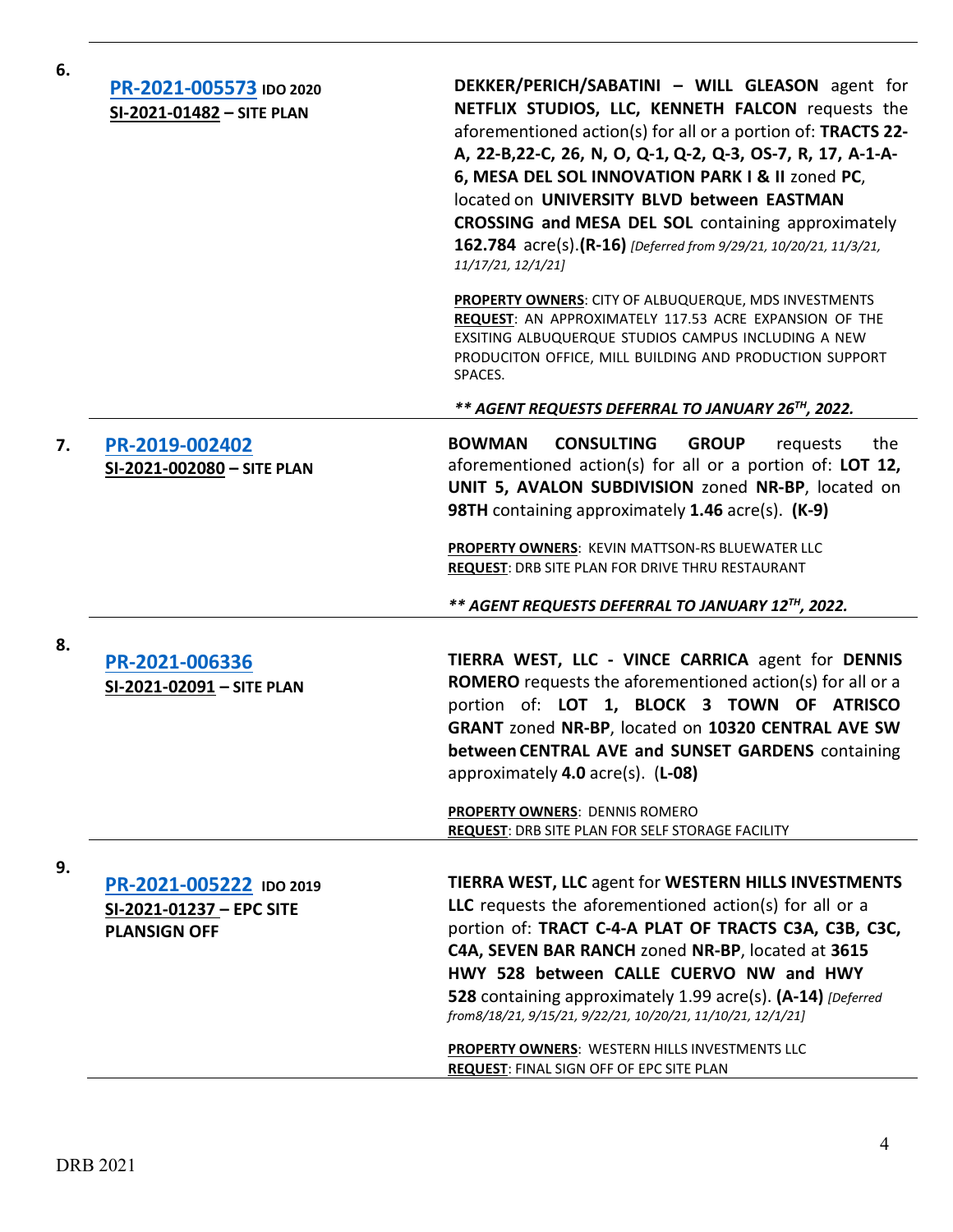6.

**PR-2021-005573** **IDO 2020**
**SI-2021-01482 – SITE PLAN**

**DEKKER/PERICH/SABATINI – WILL GLEASON** agent for **NETFLIX STUDIOS, LLC, KENNETH FALCON** requests the aforementioned action(s) for all or a portion of: **TRACTS 22-A, 22-B,22-C, 26, N, O, Q-1, Q-2, Q-3, OS-7, R, 17, A-1-A-6, MESA DEL SOL INNOVATION PARK I & II** zoned **PC**, located on **UNIVERSITY BLVD between EASTMAN CROSSING and MESA DEL SOL** containing approximately **162.784** acre(s).**(R-16)** *[Deferred from 9/29/21, 10/20/21, 11/3/21, 11/17/21, 12/1/21]*

**PROPERTY OWNERS**: CITY OF ALBUQUERQUE, MDS INVESTMENTS
**REQUEST**: AN APPROXIMATELY 117.53 ACRE EXPANSION OF THE EXSITING ALBUQUERQUE STUDIOS CAMPUS INCLUDING A NEW PRODUCITON OFFICE, MILL BUILDING AND PRODUCTION SUPPORT SPACES.

***\*\* AGENT REQUESTS DEFERRAL TO JANUARY 26TH, 2022.***

---

7.

**PR-2019-002402**
**SI-2021-002080 – SITE PLAN**

**BOWMAN CONSULTING GROUP** requests the aforementioned action(s) for all or a portion of: **LOT 12, UNIT 5, AVALON SUBDIVISION** zoned **NR-BP**, located on **98TH** containing approximately **1.46** acre(s). **(K-9)**

**PROPERTY OWNERS**: KEVIN MATTSON-RS BLUEWATER LLC
**REQUEST**: DRB SITE PLAN FOR DRIVE THRU RESTAURANT

***\*\* AGENT REQUESTS DEFERRAL TO JANUARY 12TH, 2022.***

---

8.

**PR-2021-006336**
**SI-2021-02091 – SITE PLAN**

**TIERRA WEST, LLC - VINCE CARRICA** agent for **DENNIS ROMERO** requests the aforementioned action(s) for all or a portion of: **LOT 1, BLOCK 3 TOWN OF ATRISCO GRANT** zoned **NR-BP**, located on **10320 CENTRAL AVE SW between CENTRAL AVE and SUNSET GARDENS** containing approximately **4.0** acre(s). **(L-08)**

**PROPERTY OWNERS**: DENNIS ROMERO
**REQUEST**: DRB SITE PLAN FOR SELF STORAGE FACILITY

---

9.

**PR-2021-005222** **IDO 2019**
**SI-2021-01237 – EPC SITE PLANSIGN OFF**

**TIERRA WEST, LLC** agent for **WESTERN HILLS INVESTMENTS LLC** requests the aforementioned action(s) for all or a portion of: **TRACT C-4-A PLAT OF TRACTS C3A, C3B, C3C, C4A, SEVEN BAR RANCH** zoned **NR-BP**, located at **3615 HWY 528 between CALLE CUERVO NW and HWY 528** containing approximately 1.99 acre(s). **(A-14)** *[Deferred from8/18/21, 9/15/21, 9/22/21, 10/20/21, 11/10/21, 12/1/21]*

**PROPERTY OWNERS**: WESTERN HILLS INVESTMENTS LLC
**REQUEST**: FINAL SIGN OFF OF EPC SITE PLAN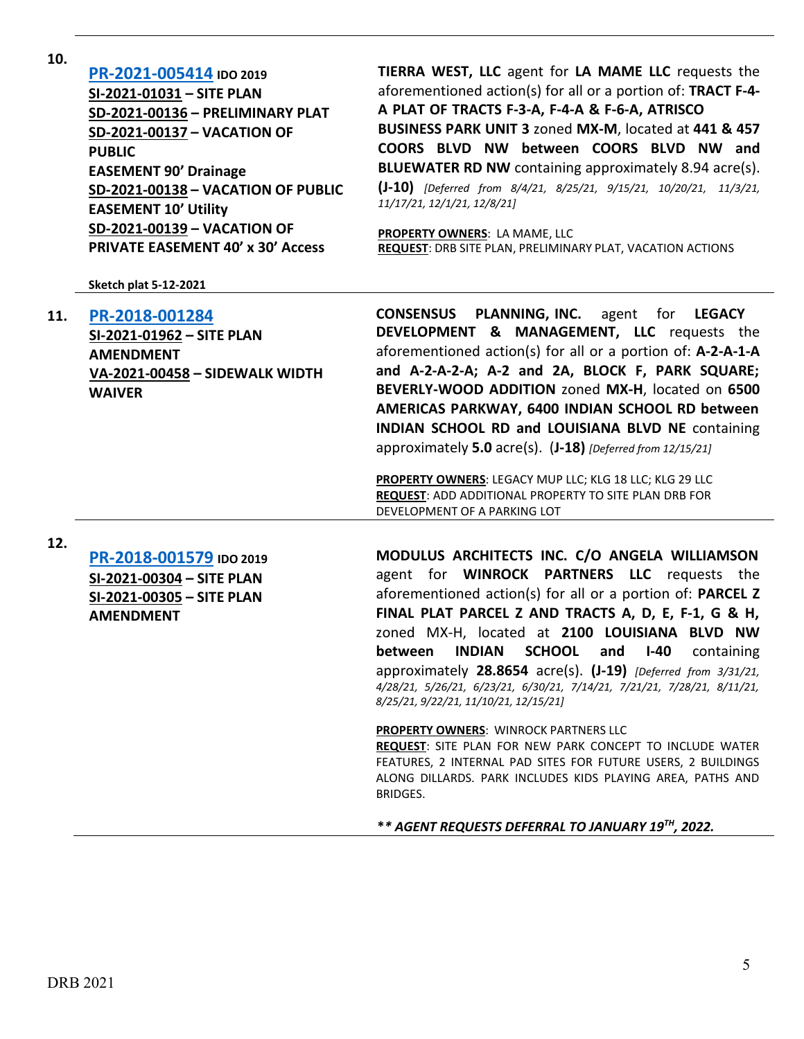**10.**

**PR-2021-005414** **IDO 2019**
**SI-2021-01031 – SITE PLAN**
**SD-2021-00136 – PRELIMINARY PLAT**
**SD-2021-00137 – VACATION OF PUBLIC EASEMENT 90' Drainage**
**SD-2021-00138 – VACATION OF PUBLIC EASEMENT 10' Utility**
**SD-2021-00139 – VACATION OF PRIVATE EASEMENT 40' x 30' Access**

**Sketch plat 5-12-2021**

**TIERRA WEST, LLC** agent for **LA MAME LLC** requests the aforementioned action(s) for all or a portion of: **TRACT F-4-A PLAT OF TRACTS F-3-A, F-4-A & F-6-A, ATRISCO BUSINESS PARK UNIT 3** zoned **MX-M**, located at **441 & 457 COORS BLVD NW between COORS BLVD NW and BLUEWATER RD NW** containing approximately 8.94 acre(s). **(J-10)** *[Deferred from 8/4/21, 8/25/21, 9/15/21, 10/20/21, 11/3/21, 11/17/21, 12/1/21, 12/8/21]*

**PROPERTY OWNERS**: LA MAME, LLC
**REQUEST**: DRB SITE PLAN, PRELIMINARY PLAT, VACATION ACTIONS

---

**11.**

**PR-2018-001284**
**SI-2021-01962 – SITE PLAN AMENDMENT**
**VA-2021-00458 – SIDEWALK WIDTH WAIVER**

**CONSENSUS PLANNING, INC.** agent for **LEGACY DEVELOPMENT & MANAGEMENT, LLC** requests the aforementioned action(s) for all or a portion of: **A-2-A-1-A and A-2-A-2-A; A-2 and 2A, BLOCK F, PARK SQUARE; BEVERLY-WOOD ADDITION** zoned **MX-H**, located on **6500 AMERICAS PARKWAY, 6400 INDIAN SCHOOL RD between INDIAN SCHOOL RD and LOUISIANA BLVD NE** containing approximately **5.0** acre(s). (**J-18)** *[Deferred from 12/15/21]*

**PROPERTY OWNERS**: LEGACY MUP LLC; KLG 18 LLC; KLG 29 LLC
**REQUEST**: ADD ADDITIONAL PROPERTY TO SITE PLAN DRB FOR DEVELOPMENT OF A PARKING LOT

---

**12.**

**PR-2018-001579** **IDO 2019**
**SI-2021-00304 – SITE PLAN**
**SI-2021-00305 – SITE PLAN AMENDMENT**

**MODULUS ARCHITECTS INC. C/O ANGELA WILLIAMSON** agent for **WINROCK PARTNERS LLC** requests the aforementioned action(s) for all or a portion of: **PARCEL Z FINAL PLAT PARCEL Z AND TRACTS A, D, E, F-1, G & H,** zoned MX-H, located at **2100 LOUISIANA BLVD NW between INDIAN SCHOOL and I-40** containing approximately **28.8654** acre(s). **(J-19)** *[Deferred from 3/31/21, 4/28/21, 5/26/21, 6/23/21, 6/30/21, 7/14/21, 7/21/21, 7/28/21, 8/11/21, 8/25/21, 9/22/21, 11/10/21, 12/15/21]*

**PROPERTY OWNERS**: WINROCK PARTNERS LLC
**REQUEST**: SITE PLAN FOR NEW PARK CONCEPT TO INCLUDE WATER FEATURES, 2 INTERNAL PAD SITES FOR FUTURE USERS, 2 BUILDINGS ALONG DILLARDS. PARK INCLUDES KIDS PLAYING AREA, PATHS AND BRIDGES.

***\*\* AGENT REQUESTS DEFERRAL TO JANUARY 19TH, 2022.***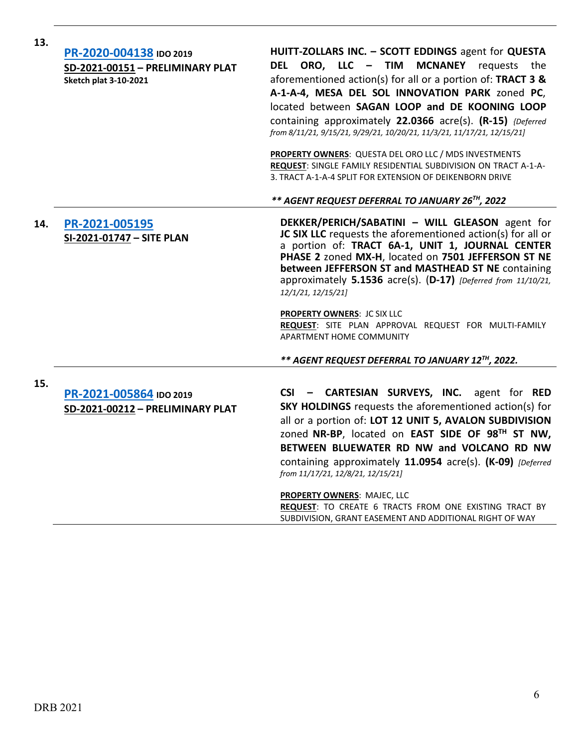**13.**

**PR-2020-004138** **IDO 2019**
**SD-2021-00151 – PRELIMINARY PLAT**
**Sketch plat 3-10-2021**

**HUITT-ZOLLARS INC. – SCOTT EDDINGS** agent for **QUESTA DEL ORO, LLC – TIM MCNANEY** requests the aforementioned action(s) for all or a portion of: **TRACT 3 & A-1-A-4, MESA DEL SOL INNOVATION PARK** zoned **PC**, located between **SAGAN LOOP and DE KOONING LOOP** containing approximately **22.0366** acre(s). **(R-15)** *{Deferred from 8/11/21, 9/15/21, 9/29/21, 10/20/21, 11/3/21, 11/17/21, 12/15/21]*

**PROPERTY OWNERS**: QUESTA DEL ORO LLC / MDS INVESTMENTS
**REQUEST**: SINGLE FAMILY RESIDENTIAL SUBDIVISION ON TRACT A-1-A-3. TRACT A-1-A-4 SPLIT FOR EXTENSION OF DEIKENBORN DRIVE

***\*\* AGENT REQUEST DEFERRAL TO JANUARY 26TH, 2022***

---

**14.**

**PR-2021-005195**
**SI-2021-01747 – SITE PLAN**

**DEKKER/PERICH/SABATINI – WILL GLEASON** agent for **JC SIX LLC** requests the aforementioned action(s) for all or a portion of: **TRACT 6A-1, UNIT 1, JOURNAL CENTER PHASE 2** zoned **MX-H**, located on **7501 JEFFERSON ST NE between JEFFERSON ST and MASTHEAD ST NE** containing approximately **5.1536** acre(s). (**D-17)** *[Deferred from 11/10/21, 12/1/21, 12/15/21]*

**PROPERTY OWNERS**: JC SIX LLC
**REQUEST**: SITE PLAN APPROVAL REQUEST FOR MULTI-FAMILY APARTMENT HOME COMMUNITY

***\*\* AGENT REQUEST DEFERRAL TO JANUARY 12TH, 2022.***

---

**15.**

**PR-2021-005864** **IDO 2019**
**SD-2021-00212 – PRELIMINARY PLAT**

**CSI – CARTESIAN SURVEYS, INC.** agent for **RED SKY HOLDINGS** requests the aforementioned action(s) for all or a portion of: **LOT 12 UNIT 5, AVALON SUBDIVISION** zoned **NR-BP**, located on **EAST SIDE OF 98TH ST NW, BETWEEN BLUEWATER RD NW and VOLCANO RD NW** containing approximately **11.0954** acre(s). **(K-09)** *[Deferred from 11/17/21, 12/8/21, 12/15/21]*

**PROPERTY OWNERS**: MAJEC, LLC
**REQUEST**: TO CREATE 6 TRACTS FROM ONE EXISTING TRACT BY SUBDIVISION, GRANT EASEMENT AND ADDITIONAL RIGHT OF WAY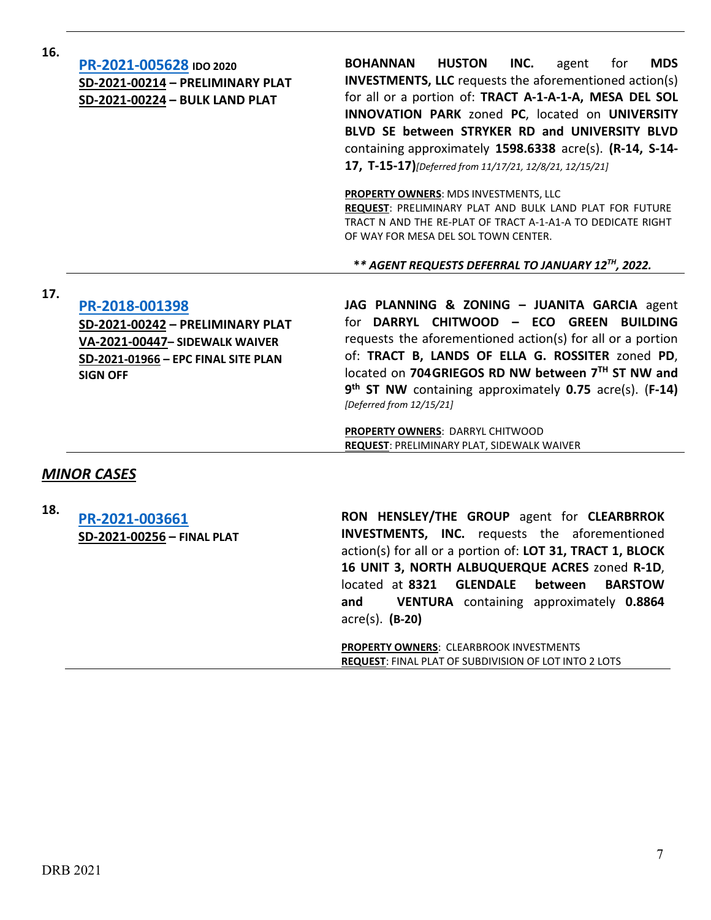**16.**

**PR-2021-005628** **IDO 2020**
**SD-2021-00214 – PRELIMINARY PLAT**
**SD-2021-00224 – BULK LAND PLAT**

**BOHANNAN HUSTON INC.** agent for **MDS INVESTMENTS, LLC** requests the aforementioned action(s) for all or a portion of: **TRACT A-1-A-1-A, MESA DEL SOL INNOVATION PARK** zoned **PC**, located on **UNIVERSITY BLVD SE between STRYKER RD and UNIVERSITY BLVD** containing approximately **1598.6338** acre(s). **(R-14, S-14-17, T-15-17)***[Deferred from 11/17/21, 12/8/21, 12/15/21]*

**PROPERTY OWNERS**: MDS INVESTMENTS, LLC
**REQUEST**: PRELIMINARY PLAT AND BULK LAND PLAT FOR FUTURE TRACT N AND THE RE-PLAT OF TRACT A-1-A1-A TO DEDICATE RIGHT OF WAY FOR MESA DEL SOL TOWN CENTER.

***\*\* AGENT REQUESTS DEFERRAL TO JANUARY 12TH, 2022.***

---

**17.**

**PR-2018-001398**
**SD-2021-00242 – PRELIMINARY PLAT**
**VA-2021-00447– SIDEWALK WAIVER**
**SD-2021-01966 – EPC FINAL SITE PLAN SIGN OFF**

**JAG PLANNING & ZONING – JUANITA GARCIA** agent for **DARRYL CHITWOOD – ECO GREEN BUILDING** requests the aforementioned action(s) for all or a portion of: **TRACT B, LANDS OF ELLA G. ROSSITER** zoned **PD**, located on **704 GRIEGOS RD NW between 7TH ST NW and 9th ST NW** containing approximately **0.75** acre(s). (**F-14)** *[Deferred from 12/15/21]*

**PROPERTY OWNERS**: DARRYL CHITWOOD
**REQUEST**: PRELIMINARY PLAT, SIDEWALK WAIVER

---

## *MINOR CASES*

**18.**

**PR-2021-003661**
**SD-2021-00256 – FINAL PLAT**

**RON HENSLEY/THE GROUP** agent for **CLEARBRROK INVESTMENTS, INC.** requests the aforementioned action(s) for all or a portion of: **LOT 31, TRACT 1, BLOCK 16 UNIT 3, NORTH ALBUQUERQUE ACRES** zoned **R-1D**, located at **8321 GLENDALE between BARSTOW and VENTURA** containing approximately **0.8864** acre(s). **(B-20)**

**PROPERTY OWNERS**: CLEARBROOK INVESTMENTS
**REQUEST**: FINAL PLAT OF SUBDIVISION OF LOT INTO 2 LOTS

---

DRB 2021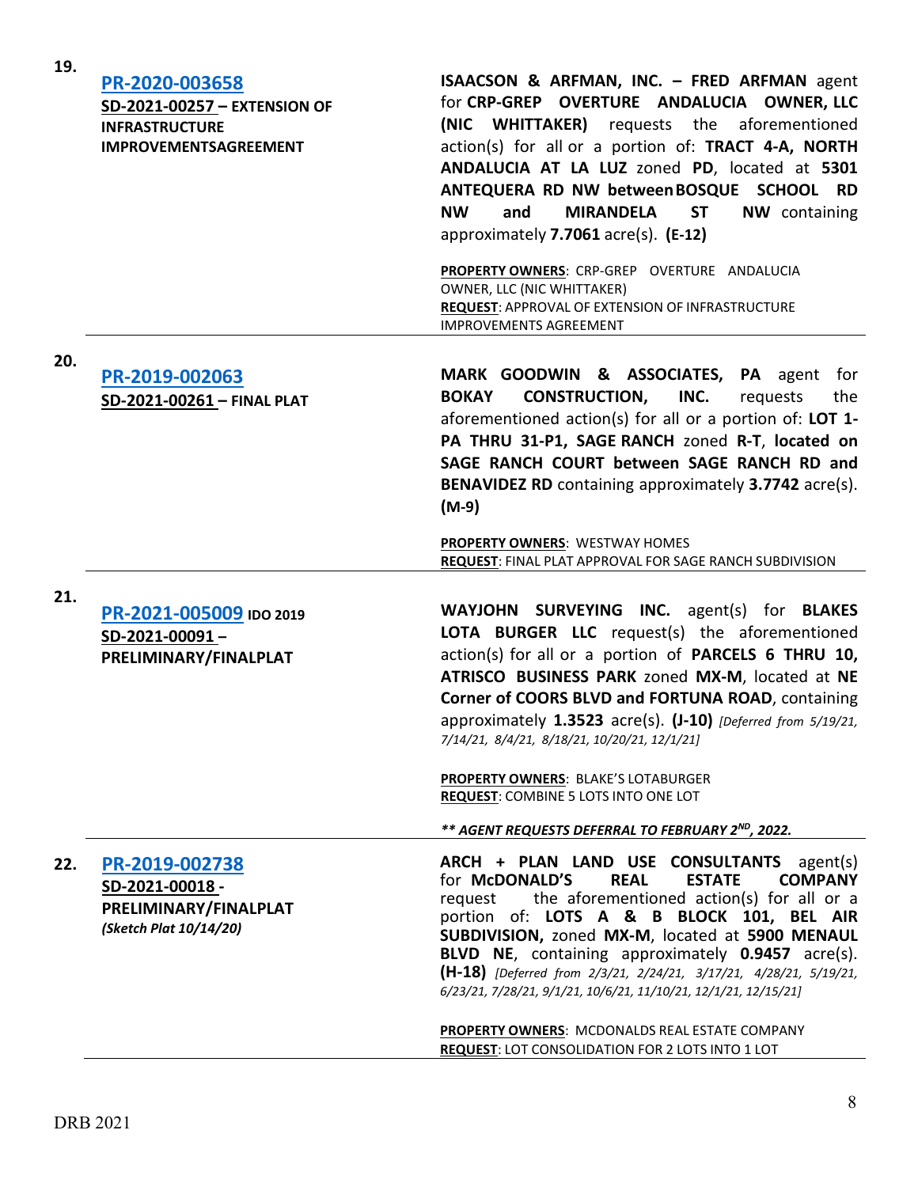| | | |
|---|---|---|
| **19.** | **PR-2020-003658**<br>**SD-2021-00257 – EXTENSION OF INFRASTRUCTURE IMPROVEMENTSAGREEMENT** | **ISAACSON & ARFMAN, INC. – FRED ARFMAN** agent for **CRP-GREP OVERTURE ANDALUCIA OWNER, LLC (NIC WHITTAKER)** requests the aforementioned action(s) for all or a portion of: **TRACT 4-A, NORTH ANDALUCIA AT LA LUZ** zoned **PD**, located at **5301 ANTEQUERA RD NW between BOSQUE SCHOOL RD NW and MIRANDELA ST NW** containing approximately **7.7061** acre(s). **(E-12)**<br><br>**PROPERTY OWNERS**: CRP-GREP OVERTURE ANDALUCIA OWNER, LLC (NIC WHITTAKER)<br>**REQUEST**: APPROVAL OF EXTENSION OF INFRASTRUCTURE IMPROVEMENTS AGREEMENT |
| **20.** | **PR-2019-002063**<br>**SD-2021-00261 – FINAL PLAT** | **MARK GOODWIN & ASSOCIATES, PA** agent for **BOKAY CONSTRUCTION, INC.** requests the aforementioned action(s) for all or a portion of: **LOT 1-PA THRU 31-P1, SAGE RANCH** zoned **R-T**, **located on SAGE RANCH COURT between SAGE RANCH RD and BENAVIDEZ RD** containing approximately **3.7742** acre(s). **(M-9)**<br><br>**PROPERTY OWNERS**: WESTWAY HOMES<br>**REQUEST**: FINAL PLAT APPROVAL FOR SAGE RANCH SUBDIVISION |
| **21.** | **PR-2021-005009** **IDO 2019**<br>**SD-2021-00091 – PRELIMINARY/FINALPLAT** | **WAYJOHN SURVEYING INC.** agent(s) for **BLAKES LOTA BURGER LLC** request(s) the aforementioned action(s) for all or a portion of **PARCELS 6 THRU 10, ATRISCO BUSINESS PARK** zoned **MX-M**, located at **NE Corner of COORS BLVD and FORTUNA ROAD**, containing approximately **1.3523** acre(s). **(J-10)** *[Deferred from 5/19/21, 7/14/21, 8/4/21, 8/18/21, 10/20/21, 12/1/21]*<br><br>**PROPERTY OWNERS**: BLAKE'S LOTABURGER<br>**REQUEST**: COMBINE 5 LOTS INTO ONE LOT<br><br>***\*\* AGENT REQUESTS DEFERRAL TO FEBRUARY 2ND, 2022.*** |
| **22.** | **PR-2019-002738**<br>**SD-2021-00018 - PRELIMINARY/FINALPLAT**<br>***(Sketch Plat 10/14/20)*** | **ARCH + PLAN LAND USE CONSULTANTS** agent(s) for **McDONALD'S REAL ESTATE COMPANY** request the aforementioned action(s) for all or a portion of: **LOTS A & B BLOCK 101, BEL AIR SUBDIVISION,** zoned **MX-M**, located at **5900 MENAUL BLVD NE**, containing approximately **0.9457** acre(s). **(H-18)** *[Deferred from 2/3/21, 2/24/21, 3/17/21, 4/28/21, 5/19/21, 6/23/21, 7/28/21, 9/1/21, 10/6/21, 11/10/21, 12/1/21, 12/15/21]*<br><br>**PROPERTY OWNERS**: MCDONALDS REAL ESTATE COMPANY<br>**REQUEST**: LOT CONSOLIDATION FOR 2 LOTS INTO 1 LOT |

DRB 2021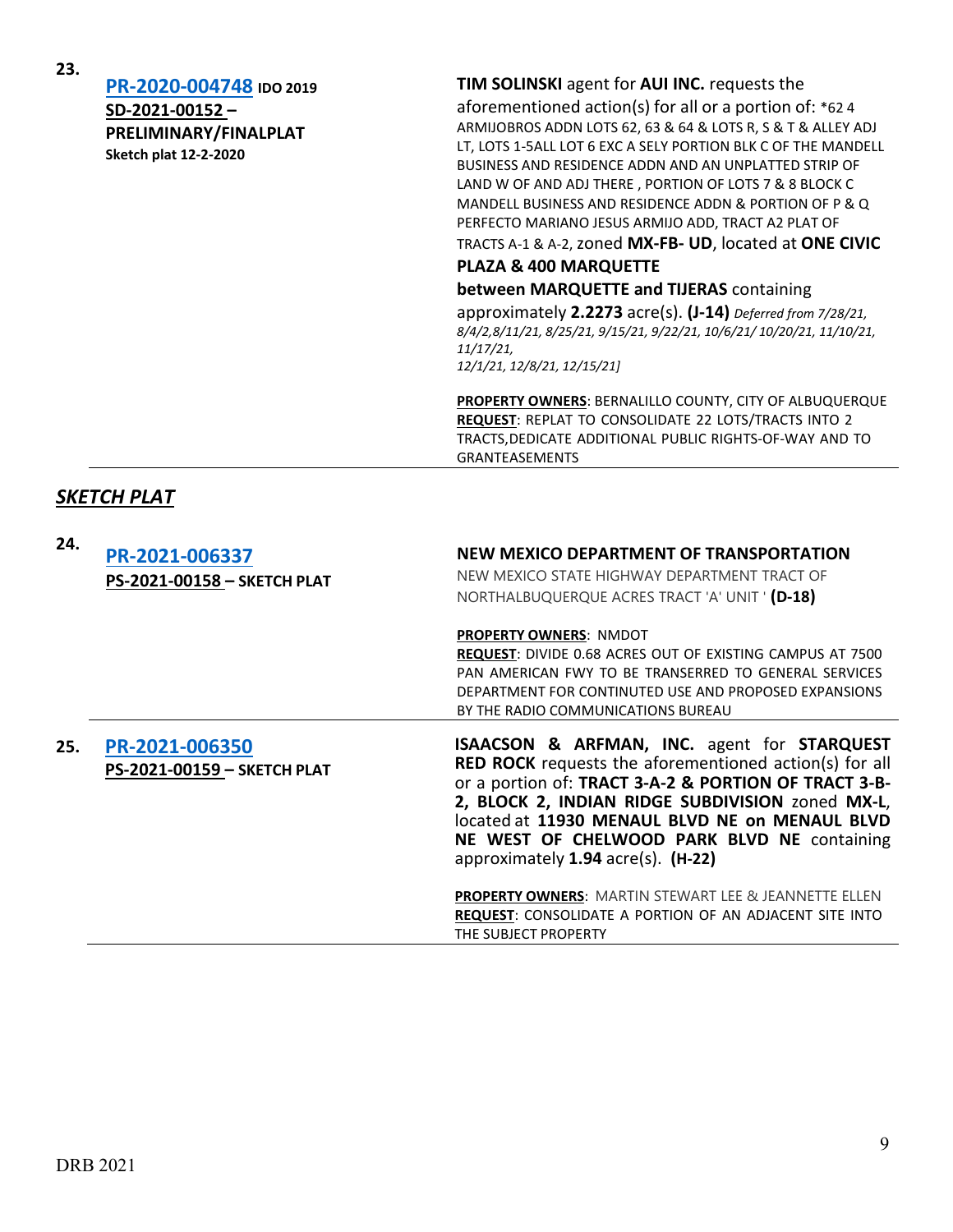**23.** **PR-2020-004748** **IDO 2019**
**SD-2021-00152 – PRELIMINARY/FINALPLAT**
**Sketch plat 12-2-2020**

**TIM SOLINSKI** agent for **AUI INC.** requests the aforementioned action(s) for all or a portion of: *62 4 ARMIJOBROS ADDN LOTS 62, 63 & 64 & LOTS R, S & T & ALLEY ADJ LT, LOTS 1-5ALL LOT 6 EXC A SELY PORTION BLK C OF THE MANDELL BUSINESS AND RESIDENCE ADDN AND AN UNPLATTED STRIP OF LAND W OF AND ADJ THERE , PORTION OF LOTS 7 & 8 BLOCK C MANDELL BUSINESS AND RESIDENCE ADDN & PORTION OF P & Q PERFECTO MARIANO JESUS ARMIJO ADD, TRACT A2 PLAT OF TRACTS A-1 & A-2, zoned **MX-FB- UD**, located at **ONE CIVIC PLAZA & 400 MARQUETTE between MARQUETTE and TIJERAS** containing approximately **2.2273** acre(s). **(J-14)** *Deferred from 7/28/21, 8/4/2,8/11/21, 8/25/21, 9/15/21, 9/22/21, 10/6/21/ 10/20/21, 11/10/21, 11/17/21, 12/1/21, 12/8/21, 12/15/21]*

**PROPERTY OWNERS**: BERNALILLO COUNTY, CITY OF ALBUQUERQUE
**REQUEST**: REPLAT TO CONSOLIDATE 22 LOTS/TRACTS INTO 2 TRACTS,DEDICATE ADDITIONAL PUBLIC RIGHTS-OF-WAY AND TO GRANTEASEMENTS

---

## ***SKETCH PLAT***

**24.** **PR-2021-006337**
**PS-2021-00158 – SKETCH PLAT**

**NEW MEXICO DEPARTMENT OF TRANSPORTATION**
NEW MEXICO STATE HIGHWAY DEPARTMENT TRACT OF NORTHALBUQUERQUE ACRES TRACT 'A' UNIT ' **(D-18)**

**PROPERTY OWNERS**: NMDOT
**REQUEST**: DIVIDE 0.68 ACRES OUT OF EXISTING CAMPUS AT 7500 PAN AMERICAN FWY TO BE TRANSERRED TO GENERAL SERVICES DEPARTMENT FOR CONTINUTED USE AND PROPOSED EXPANSIONS BY THE RADIO COMMUNICATIONS BUREAU

---

**25.** **PR-2021-006350**
**PS-2021-00159 – SKETCH PLAT**

**ISAACSON & ARFMAN, INC.** agent for **STARQUEST RED ROCK** requests the aforementioned action(s) for all or a portion of: **TRACT 3-A-2 & PORTION OF TRACT 3-B-2, BLOCK 2, INDIAN RIDGE SUBDIVISION** zoned **MX-L**, located at **11930 MENAUL BLVD NE on MENAUL BLVD NE WEST OF CHELWOOD PARK BLVD NE** containing approximately **1.94** acre(s). **(H-22)**

**PROPERTY OWNERS**: MARTIN STEWART LEE & JEANNETTE ELLEN
**REQUEST**: CONSOLIDATE A PORTION OF AN ADJACENT SITE INTO THE SUBJECT PROPERTY

---

DRB 2021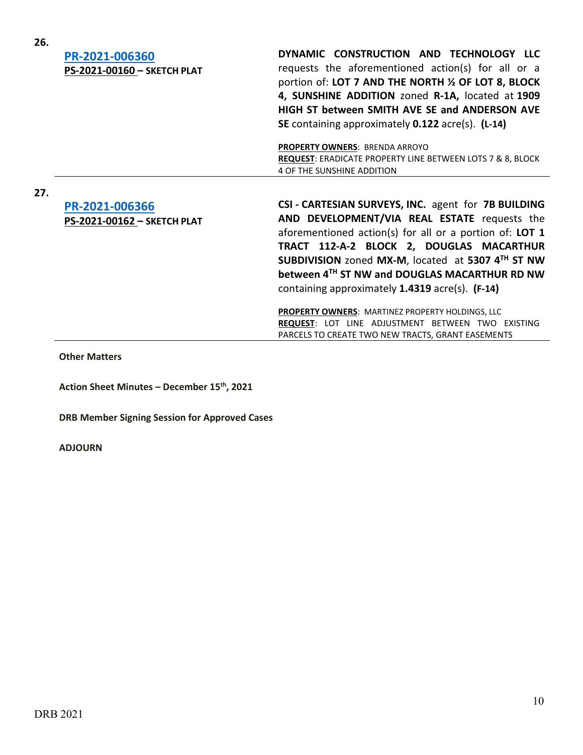**26.**

**PR-2021-006360**
**PS-2021-00160 – SKETCH PLAT**

**DYNAMIC CONSTRUCTION AND TECHNOLOGY LLC** requests the aforementioned action(s) for all or a portion of: **LOT 7 AND THE NORTH ½ OF LOT 8, BLOCK 4, SUNSHINE ADDITION** zoned **R-1A,** located at **1909 HIGH ST between SMITH AVE SE and ANDERSON AVE SE** containing approximately **0.122** acre(s). **(L-14)**

**PROPERTY OWNERS**: BRENDA ARROYO
**REQUEST**: ERADICATE PROPERTY LINE BETWEEN LOTS 7 & 8, BLOCK 4 OF THE SUNSHINE ADDITION

---

**27.**

**PR-2021-006366**
**PS-2021-00162 – SKETCH PLAT**

**CSI - CARTESIAN SURVEYS, INC.** agent for **7B BUILDING AND DEVELOPMENT/VIA REAL ESTATE** requests the aforementioned action(s) for all or a portion of: **LOT 1 TRACT 112-A-2 BLOCK 2, DOUGLAS MACARTHUR SUBDIVISION** zoned **MX-M**, located at **5307 4TH ST NW between 4TH ST NW and DOUGLAS MACARTHUR RD NW** containing approximately **1.4319** acre(s). **(F-14)**

**PROPERTY OWNERS**: MARTINEZ PROPERTY HOLDINGS, LLC
**REQUEST**: LOT LINE ADJUSTMENT BETWEEN TWO EXISTING PARCELS TO CREATE TWO NEW TRACTS, GRANT EASEMENTS

---

**Other Matters**

**Action Sheet Minutes – December 15th, 2021**

**DRB Member Signing Session for Approved Cases**

**ADJOURN**